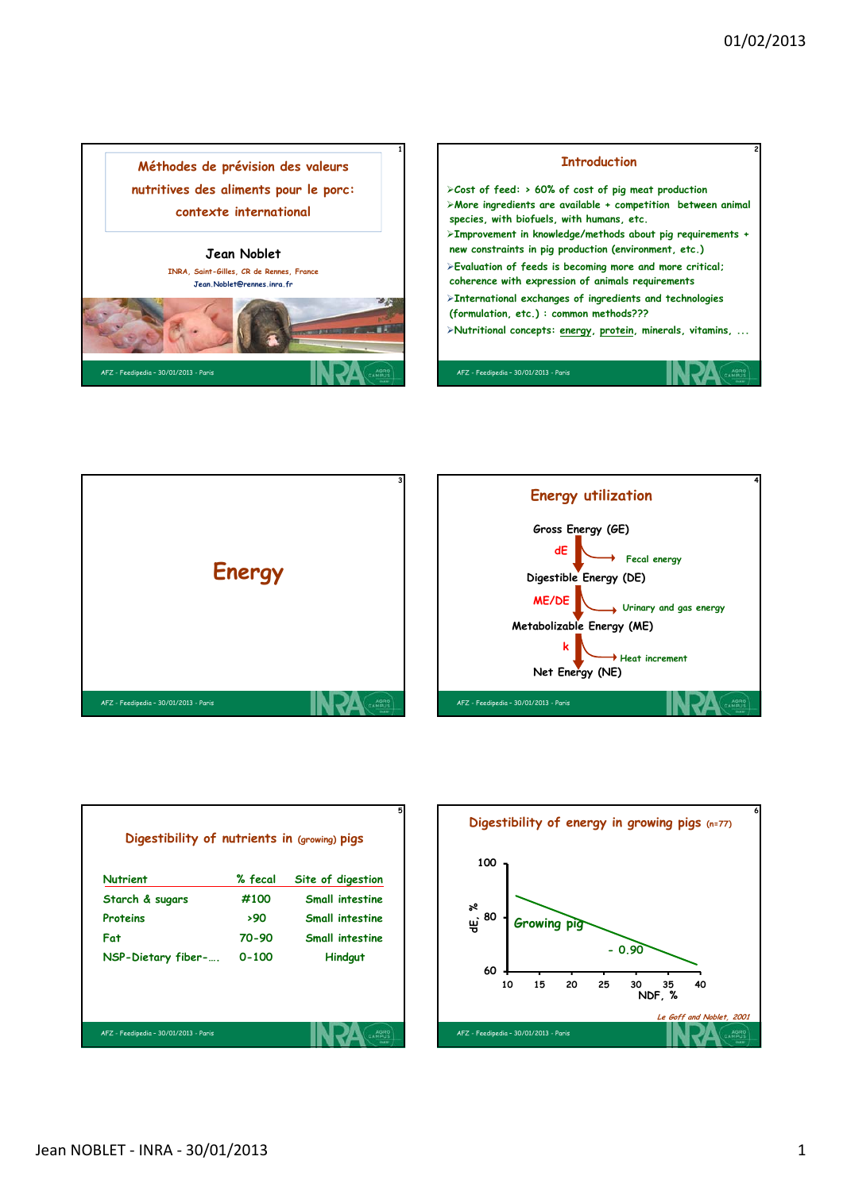## Méthodes de prévision des valeurs nutritives des aliments pour le porc: contexte international

**Jean Noblet**

INRA, Saint-Gilles, CR de Rennes, France

Jean.Noblet@rennes.inra.fr

AFZ - Feedipedia - 30/01/2013 - Paris

---

## Introduction

- Cost of feed: > 60% of cost of pig meat production
- More ingredients are available + competition between animal species, with biofuels, with humans, etc.
- Improvement in knowledge/methods about pig requirements + new constraints in pig production (environment, etc.)
- Evaluation of feeds is becoming more and more critical; coherence with expression of animals requirements
- International exchanges of ingredients and technologies (formulation, etc.) : common methods???
- Nutritional concepts: energy, protein, minerals, vitamins, ...

---

## Energy

---

## Energy utilization

Gross Energy (GE)

dE → Fecal energy

Digestible Energy (DE)

ME/DE → Urinary and gas energy

Metabolizable Energy (ME)

k → Heat increment

Net Energy (NE)

---

## Digestibility of nutrients in (growing) pigs

| Nutrient | % fecal | Site of digestion |
|---|---|---|
| Starch & sugars | #100 | Small intestine |
| Proteins | >90 | Small intestine |
| Fat | 70-90 | Small intestine |
| NSP-Dietary fiber-…. | 0-100 | Hindgut |

---

## Digestibility of energy in growing pigs (n=77)

Growing pig: dE, % vs NDF, % (slope - 0.90)

*Le Goff and Noblet, 2001*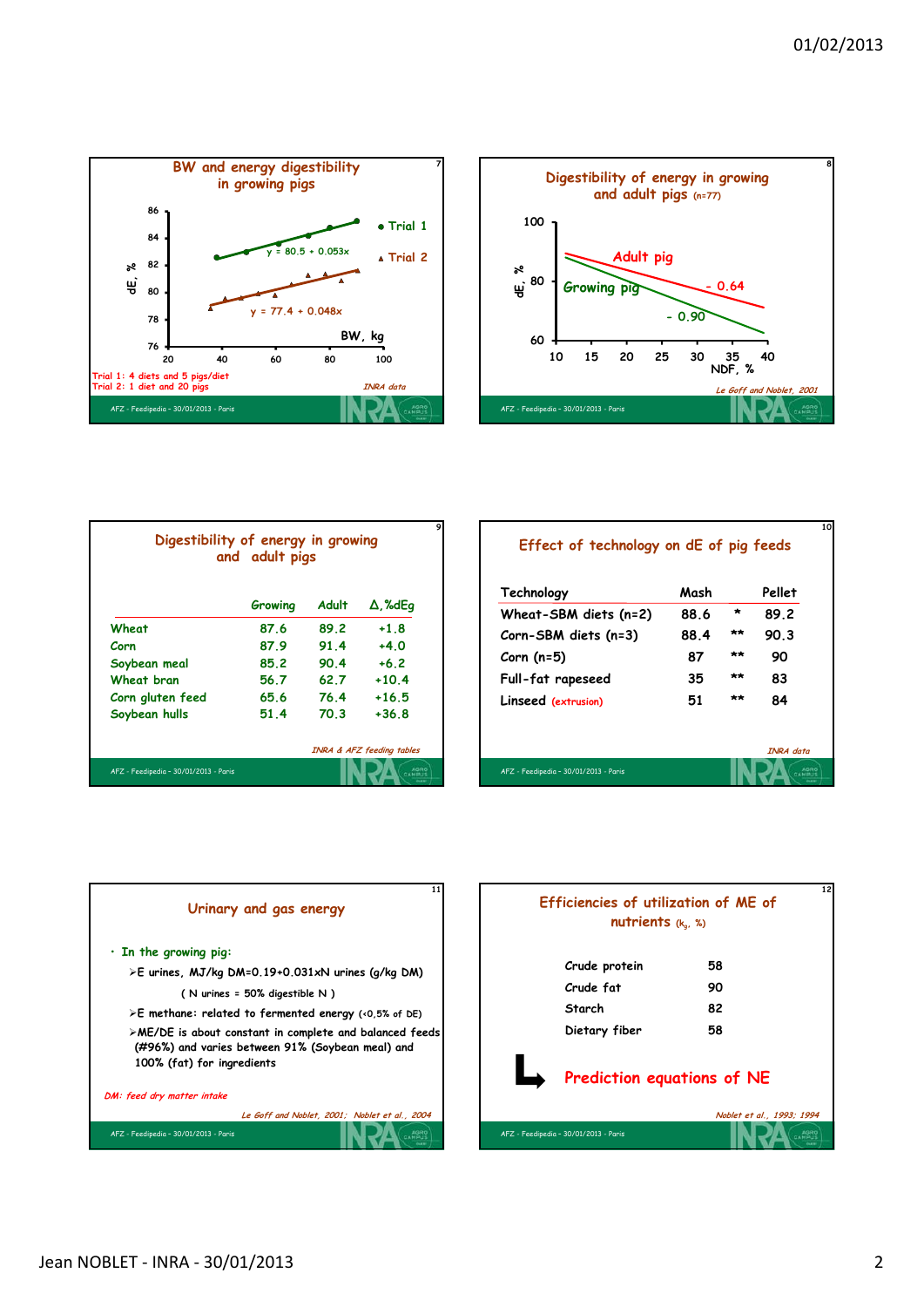## BW and energy digestibility in growing pigs

dE, %

Trial 1: $y = 80.5 + 0.053x$

Trial 2: $y = 77.4 + 0.048x$

BW, kg

Trial 1: 4 diets and 5 pigs/diet
Trial 2: 1 diet and 20 pigs

*INRA data*

## Digestibility of energy in growing and adult pigs (n=77)

dE, %

Adult pig: - 0.64

Growing pig: - 0.90

NDF, %

*Le Goff and Noblet, 2001*

## Digestibility of energy in growing and adult pigs

| | Growing | Adult | Δ, %dEg |
|---|---|---|---|
| Wheat | 87.6 | 89.2 | +1.8 |
| Corn | 87.9 | 91.4 | +4.0 |
| Soybean meal | 85.2 | 90.4 | +6.2 |
| Wheat bran | 56.7 | 62.7 | +10.4 |
| Corn gluten feed | 65.6 | 76.4 | +16.5 |
| Soybean hulls | 51.4 | 70.3 | +36.8 |

*INRA & AFZ feeding tables*

## Effect of technology on dE of pig feeds

| Technology | Mash | | Pellet |
|---|---|---|---|
| Wheat-SBM diets (n=2) | 88.6 | * | 89.2 |
| Corn-SBM diets (n=3) | 88.4 | ** | 90.3 |
| Corn (n=5) | 87 | ** | 90 |
| Full-fat rapeseed | 35 | ** | 83 |
| Linseed (extrusion) | 51 | ** | 84 |

*INRA data*

## Urinary and gas energy

- In the growing pig:
  - E urines, MJ/kg DM=0.19+0.031xN urines (g/kg DM)

    ( N urines = 50% digestible N )
  - E methane: related to fermented energy (<0,5% of DE)
  - ME/DE is about constant in complete and balanced feeds (#96%) and varies between 91% (Soybean meal) and 100% (fat) for ingredients

*DM: feed dry matter intake*

*Le Goff and Noblet, 2001; Noblet et al., 2004*

## Efficiencies of utilization of ME of nutrients ($k_g$, %)

| | |
|---|---|
| Crude protein | 58 |
| Crude fat | 90 |
| Starch | 82 |
| Dietary fiber | 58 |

→ Prediction equations of NE

*Noblet et al., 1993; 1994*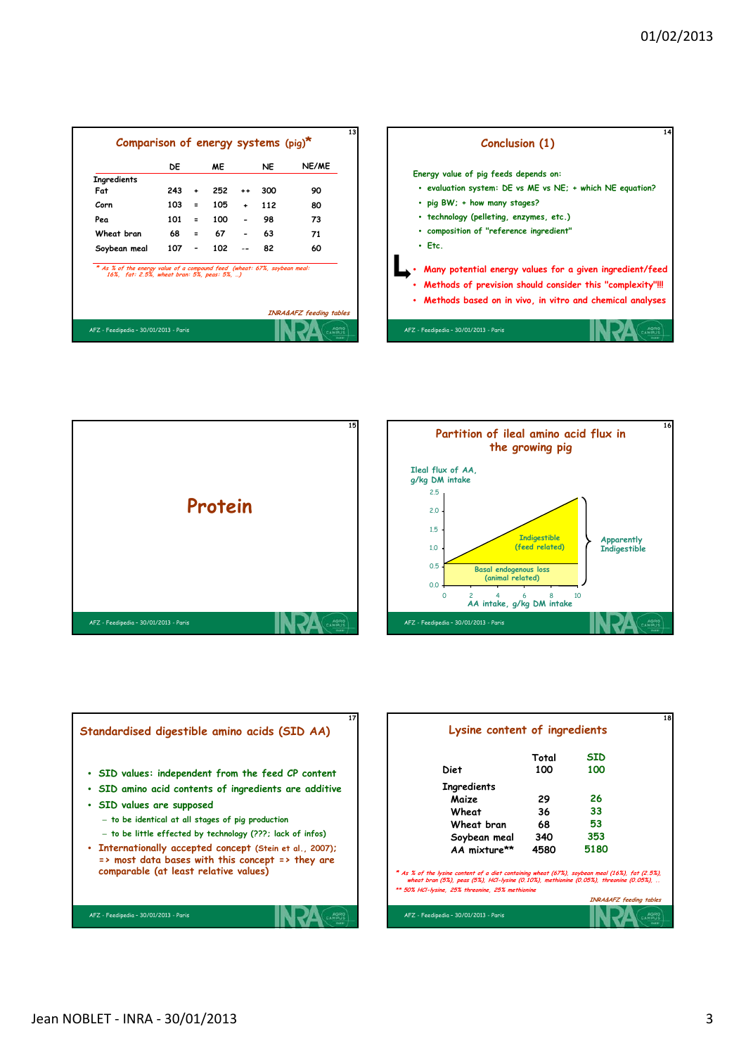## Comparison of energy systems (pig)*

| | DE | | ME | | NE | NE/ME |
|---|---|---|---|---|---|---|
| Ingredients | | | | | | |
| Fat | 243 | + | 252 | ++ | 300 | 90 |
| Corn | 103 | = | 105 | + | 112 | 80 |
| Pea | 101 | = | 100 | - | 98 | 73 |
| Wheat bran | 68 | = | 67 | - | 63 | 71 |
| Soybean meal | 107 | - | 102 | -- | 82 | 60 |

*\* As % of the energy value of a compound feed (wheat: 67%, soybean meal: 16%, fat: 2.5%, wheat bran: 5%, peas: 5%, ..)*

*INRA&AFZ feeding tables*

## Conclusion (1)

Energy value of pig feeds depends on:

- evaluation system: DE vs ME vs NE; + which NE equation?
- pig BW; + how many stages?
- technology (pelleting, enzymes, etc.)
- composition of "reference ingredient"
- Etc.

- Many potential energy values for a given ingredient/feed
- Methods of prevision should consider this "complexity"!!!
- Methods based on in vivo, in vitro and chemical analyses

# Protein

## Partition of ileal amino acid flux in the growing pig

Ileal flux of AA, g/kg DM intake

AA intake, g/kg DM intake

Indigestible (feed related)

Basal endogenous loss (animal related)

Apparently Indigestible

## Standardised digestible amino acids (SID AA)

- SID values: independent from the feed CP content
- SID amino acid contents of ingredients are additive
- SID values are supposed
  - to be identical at all stages of pig production
  - to be little effected by technology (???; lack of infos)
- Internationally accepted concept (Stein et al., 2007); => most data bases with this concept => they are comparable (at least relative values)

## Lysine content of ingredients

| | Total | SID |
|---|---|---|
| Diet | 100 | 100 |
| Ingredients | | |
| Maize | 29 | 26 |
| Wheat | 36 | 33 |
| Wheat bran | 68 | 53 |
| Soybean meal | 340 | 353 |
| AA mixture** | 4580 | 5180 |

*\* As % of the lysine content of a diet containing wheat (67%), soybean meal (16%), fat (2.5%), wheat bran (5%), peas (5%), HCl-lysine (0.10%), methionine (0.05%), threonine (0.05%), ..*

*\*\* 50% HCl-lysine, 25% threonine, 25% methionine*

*INRA&AFZ feeding tables*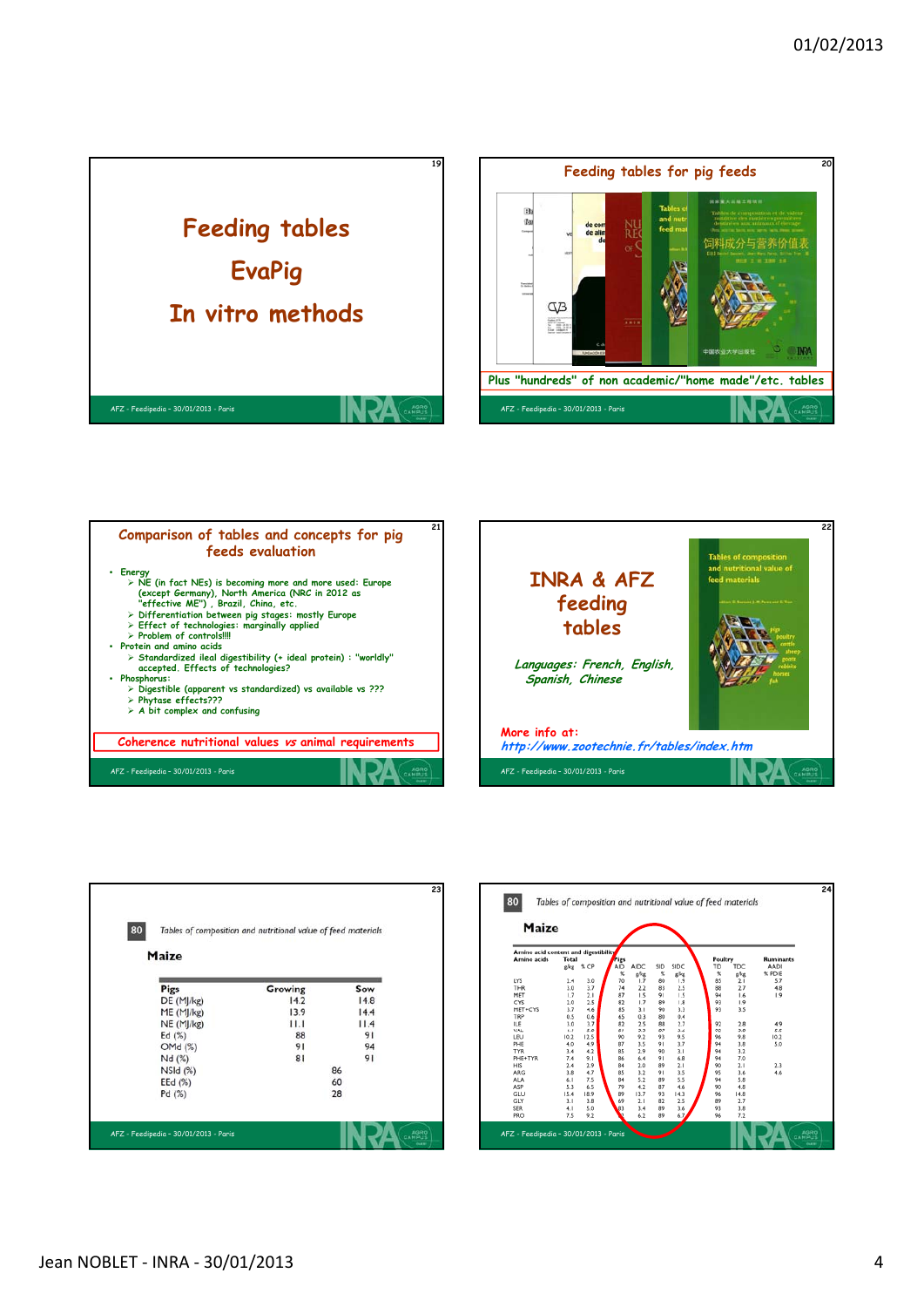## Feeding tables

## EvaPig

## In vitro methods

---

## Feeding tables for pig feeds

Plus "hundreds" of non academic/"home made"/etc. tables

---

## Comparison of tables and concepts for pig feeds evaluation

- Energy
  - NE (in fact NEs) is becoming more and more used: Europe (except Germany), North America (NRC in 2012 as "effective ME") , Brazil, China, etc.
  - Differentiation between pig stages: mostly Europe
  - Effect of technologies: marginally applied
  - Problem of controls!!!!
- Protein and amino acids
  - Standardized ileal digestibility (+ ideal protein) : "worldly" accepted. Effects of technologies?
- Phosphorus:
  - Digestible (apparent vs standardized) vs available vs ???
  - Phytase effects???
  - A bit complex and confusing

**Coherence nutritional values *vs* animal requirements**

---

## INRA & AFZ feeding tables

*Languages: French, English, Spanish, Chinese*

More info at:
*http://www.zootechnie.fr/tables/index.htm*

---

80 *Tables of composition and nutritional value of feed materials*

### Maize

| Pigs | Growing | Sow |
|---|---|---|
| DE (MJ/kg) | 14.2 | 14.8 |
| ME (MJ/kg) | 13.9 | 14.4 |
| NE (MJ/kg) | 11.1 | 11.4 |
| Ed (%) | 88 | 91 |
| OMd (%) | 91 | 94 |
| Nd (%) | 81 | 91 |
| NSId (%) | 86 | |
| EEd (%) | 60 | |
| Pd (%) | 28 | |

---

80 *Tables of composition and nutritional value of feed materials*

### Maize

Amino acid content and digestibility

| Amino acids | Total g/kg | Total % CP | Pigs AID % | Pigs AIDC g/kg | Pigs SID % | Pigs SIDC g/kg | Poultry TD % | Poultry TDC g/kg | Ruminants AADI % PDIE |
|---|---|---|---|---|---|---|---|---|---|
| LYS | 2.4 | 3.0 | 70 | 1.7 | 80 | 1.9 | 85 | 2.1 | 5.7 |
| THR | 3.0 | 3.7 | 74 | 2.2 | 83 | 2.5 | 88 | 2.7 | 4.8 |
| MET | 1.7 | 2.1 | 87 | 1.5 | 91 | 1.5 | 94 | 1.6 | 1.9 |
| CYS | 2.0 | 2.5 | 82 | 1.7 | 89 | 1.8 | 93 | 1.9 | |
| MET+CYS | 3.7 | 4.6 | 85 | 3.1 | 90 | 3.3 | 93 | 3.5 | |
| TRP | 0.5 | 0.6 | 65 | 0.3 | 80 | 0.4 | | | |
| ILE | 3.0 | 3.7 | 82 | 2.5 | 88 | 2.7 | 92 | 2.8 | 4.9 |
| VAL | | | | | | | | | |
| LEU | 10.2 | 12.5 | 90 | 9.2 | 93 | 9.5 | 96 | 9.8 | 10.2 |
| PHE | 4.0 | 4.9 | 87 | 3.5 | 91 | 3.7 | 94 | 3.8 | 5.0 |
| TYR | 3.4 | 4.2 | 85 | 2.9 | 90 | 3.1 | 94 | 3.2 | |
| PHE+TYR | 7.4 | 9.1 | 86 | 6.4 | 91 | 6.8 | 94 | 7.0 | |
| HIS | 2.4 | 2.9 | 84 | 2.0 | 89 | 2.1 | 90 | 2.1 | 2.3 |
| ARG | 3.8 | 4.7 | 85 | 3.2 | 91 | 3.5 | 95 | 3.6 | 4.6 |
| ALA | 6.1 | 7.5 | 84 | 5.2 | 89 | 5.5 | 94 | 5.8 | |
| ASP | 5.3 | 6.5 | 79 | 4.2 | 87 | 4.6 | 90 | 4.8 | |
| GLU | 15.4 | 18.9 | 89 | 13.7 | 93 | 14.3 | 96 | 14.8 | |
| GLY | 3.1 | 3.8 | 69 | 2.1 | 82 | 2.5 | 89 | 2.7 | |
| SER | 4.1 | 5.0 | 83 | 3.4 | 89 | 3.6 | 93 | 3.8 | |
| PRO | 7.5 | 9.2 | | 6.2 | 89 | 6.7 | 96 | 7.2 | |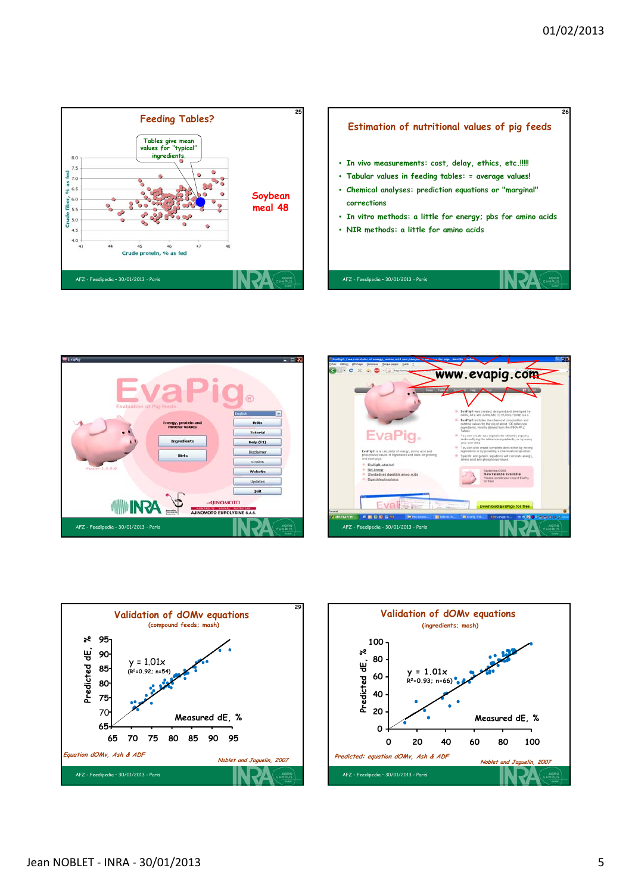## Feeding Tables?

Tables give mean values for "typical" ingredients.

Crude fiber, % as fed

Crude protein, % as fed

Soybean meal 48

AFZ - Feedipedia - 30/01/2013 - Paris

## Estimation of nutritional values of pig feeds

- In vivo measurements: cost, delay, ethics, etc.!!!!!
- Tabular values in feeding tables: = average values!
- Chemical analyses: prediction equations or "marginal" corrections
- In vitro methods: a little for energy; pbs for amino acids
- NIR methods: a little for amino acids

AFZ - Feedipedia - 30/01/2013 - Paris

## EvaPig

Evaluation of Pig feeds

Energy, protein and mineral values

Ingredients

Diets

Units | Tutorial | Help (F1) | Disclaimer | Credits | Website | Updates | Quit

AFZ - Feedipedia - 30/01/2013 - Paris

## www.evapig.com

AFZ - Feedipedia - 30/01/2013 - Paris

## Validation of dOMv equations

(compound feeds; mash)

$y = 1.01x$

($R^2$=0.92; n=54)

Predicted dE, %

Measured dE, %

*Equation dOMv, Ash & ADF*

*Noblet and Jaguelin, 2007*

AFZ - Feedipedia - 30/01/2013 - Paris

## Validation of dOMv equations

(ingredients; mash)

$y = 1.01x$

$R^2$=0.93; n=66)

Predicted dE, %

Measured dE, %

*Predicted: equation dOMv, Ash & ADF*

*Noblet and Jaguelin, 2007*

AFZ - Feedipedia - 30/01/2013 - Paris

Jean NOBLET - INRA - 30/01/2013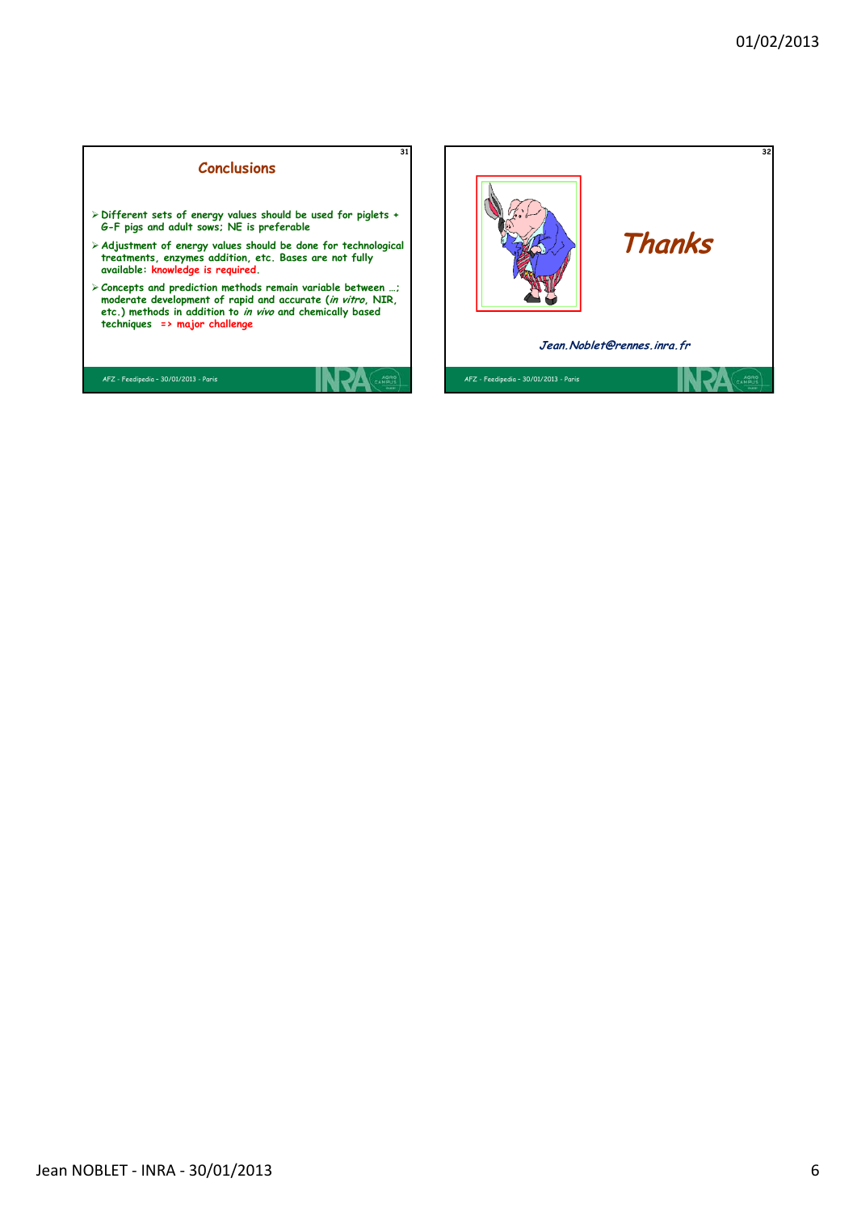## Conclusions

- Different sets of energy values should be used for piglets + G-F pigs and adult sows; NE is preferable
- Adjustment of energy values should be done for technological treatments, enzymes addition, etc. Bases are not fully available: knowledge is required.
- Concepts and prediction methods remain variable between …; moderate development of rapid and accurate (*in vitro*, NIR, etc.) methods in addition to *in vivo* and chemically based techniques => major challenge

AFZ - Feedipedia – 30/01/2013 - Paris

## *Thanks*

*Jean.Noblet@rennes.inra.fr*

AFZ - Feedipedia – 30/01/2013 - Paris